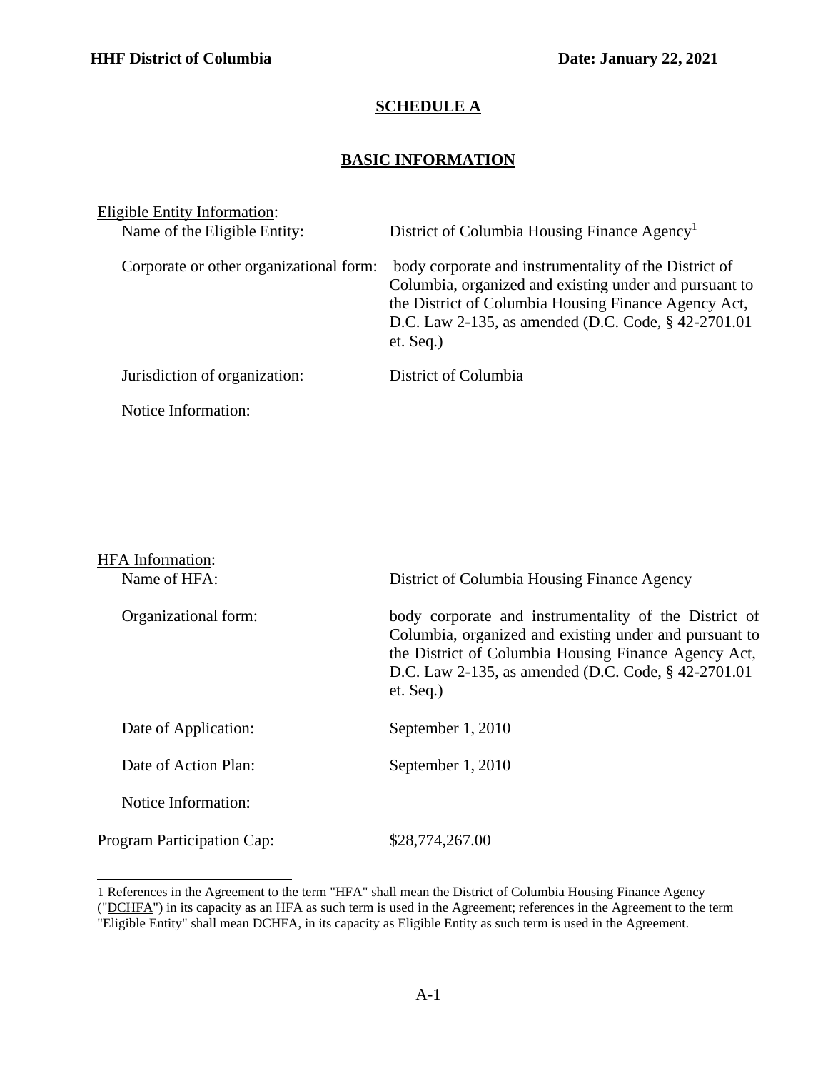**HHF District of Columbia** **Date: January 22, 2021**

## SCHEDULE A

## BASIC INFORMATION

Eligible Entity Information:

| | |
|---|---|
| Name of the Eligible Entity: | District of Columbia Housing Finance Agency[1] |
| Corporate or other organizational form: | body corporate and instrumentality of the District of Columbia, organized and existing under and pursuant to the District of Columbia Housing Finance Agency Act, D.C. Law 2-135, as amended (D.C. Code, § 42-2701.01 et. Seq.) |
| Jurisdiction of organization: | District of Columbia |
| Notice Information: | |

HFA Information:

| | |
|---|---|
| Name of HFA: | District of Columbia Housing Finance Agency |
| Organizational form: | body corporate and instrumentality of the District of Columbia, organized and existing under and pursuant to the District of Columbia Housing Finance Agency Act, D.C. Law 2-135, as amended (D.C. Code, § 42-2701.01 et. Seq.) |
| Date of Application: | September 1, 2010 |
| Date of Action Plan: | September 1, 2010 |
| Notice Information: | |

Program Participation Cap: $28,774,267.00

---

1 References in the Agreement to the term "HFA" shall mean the District of Columbia Housing Finance Agency ("DCHFA") in its capacity as an HFA as such term is used in the Agreement; references in the Agreement to the term "Eligible Entity" shall mean DCHFA, in its capacity as Eligible Entity as such term is used in the Agreement.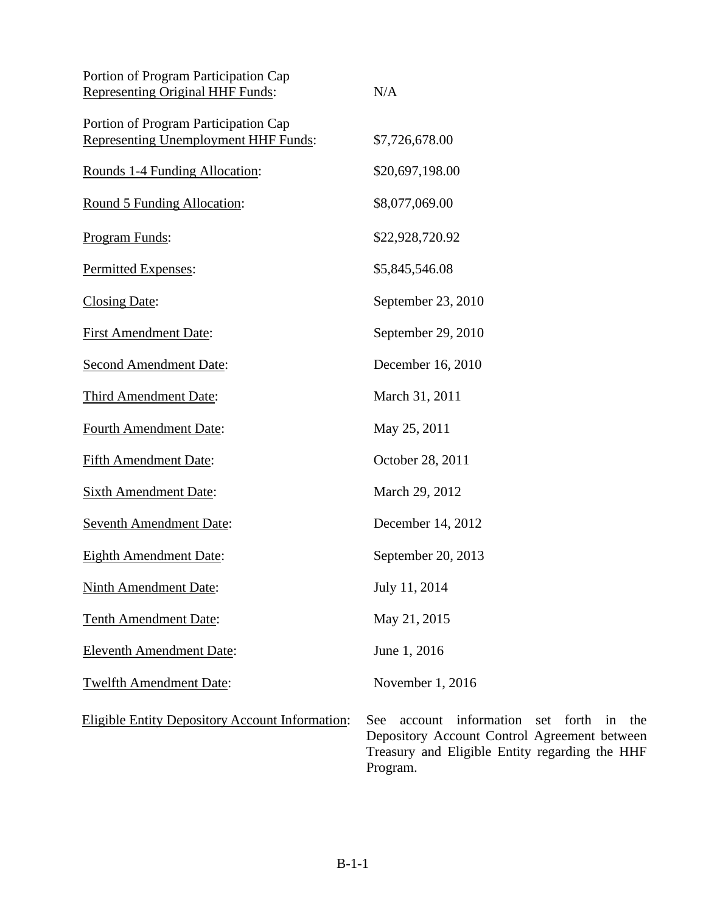| | |
|---|---|
| Portion of Program Participation Cap Representing Original HHF Funds: | N/A |
| Portion of Program Participation Cap Representing Unemployment HHF Funds: | $7,726,678.00 |
| Rounds 1-4 Funding Allocation: | $20,697,198.00 |
| Round 5 Funding Allocation: | $8,077,069.00 |
| Program Funds: | $22,928,720.92 |
| Permitted Expenses: | $5,845,546.08 |
| Closing Date: | September 23, 2010 |
| First Amendment Date: | September 29, 2010 |
| Second Amendment Date: | December 16, 2010 |
| Third Amendment Date: | March 31, 2011 |
| Fourth Amendment Date: | May 25, 2011 |
| Fifth Amendment Date: | October 28, 2011 |
| Sixth Amendment Date: | March 29, 2012 |
| Seventh Amendment Date: | December 14, 2012 |
| Eighth Amendment Date: | September 20, 2013 |
| Ninth Amendment Date: | July 11, 2014 |
| Tenth Amendment Date: | May 21, 2015 |
| Eleventh Amendment Date: | June 1, 2016 |
| Twelfth Amendment Date: | November 1, 2016 |
| Eligible Entity Depository Account Information: | See account information set forth in the Depository Account Control Agreement between Treasury and Eligible Entity regarding the HHF Program. |